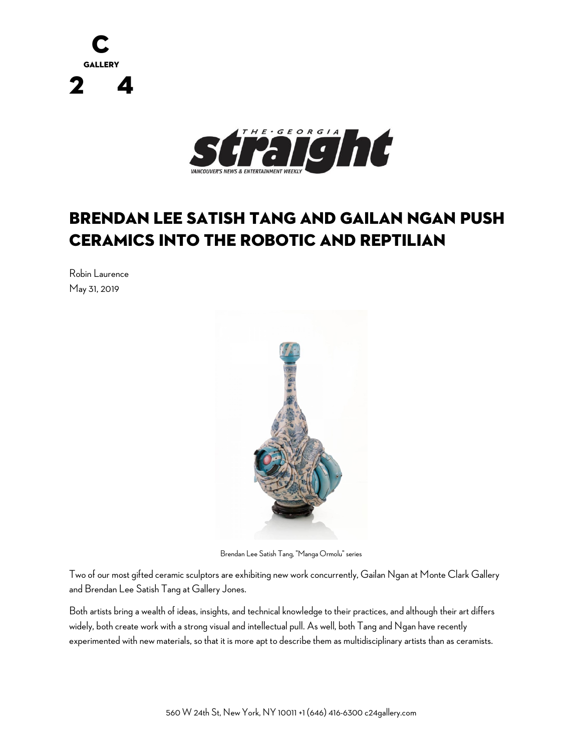# BRENDAN LEE SATISH TANG AND GAILAN NGAN PUSH CERAMICS INTO THE ROBOTIC AND REPTILIAN

Robin Laurence
May 31, 2019

Brendan Lee Satish Tang, "Manga Ormolu" series

Two of our most gifted ceramic sculptors are exhibiting new work concurrently, Gailan Ngan at Monte Clark Gallery and Brendan Lee Satish Tang at Gallery Jones.

Both artists bring a wealth of ideas, insights, and technical knowledge to their practices, and although their art differs widely, both create work with a strong visual and intellectual pull. As well, both Tang and Ngan have recently experimented with new materials, so that it is more apt to describe them as multidisciplinary artists than as ceramists.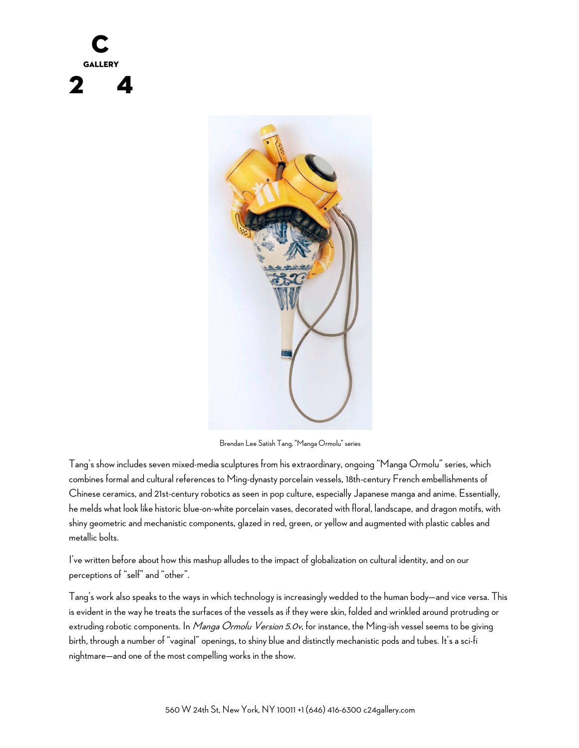Brendan Lee Satish Tang, "Manga Ormolu" series

Tang's show includes seven mixed-media sculptures from his extraordinary, ongoing "Manga Ormolu" series, which combines formal and cultural references to Ming-dynasty porcelain vessels, 18th-century French embellishments of Chinese ceramics, and 21st-century robotics as seen in pop culture, especially Japanese manga and anime. Essentially, he melds what look like historic blue-on-white porcelain vases, decorated with floral, landscape, and dragon motifs, with shiny geometric and mechanistic components, glazed in red, green, or yellow and augmented with plastic cables and metallic bolts.

I've written before about how this mashup alludes to the impact of globalization on cultural identity, and on our perceptions of "self" and "other".

Tang's work also speaks to the ways in which technology is increasingly wedded to the human body—and vice versa. This is evident in the way he treats the surfaces of the vessels as if they were skin, folded and wrinkled around protruding or extruding robotic components. In *Manga Ormolu Version 5.0v*, for instance, the Ming-ish vessel seems to be giving birth, through a number of "vaginal" openings, to shiny blue and distinctly mechanistic pods and tubes. It's a sci-fi nightmare—and one of the most compelling works in the show.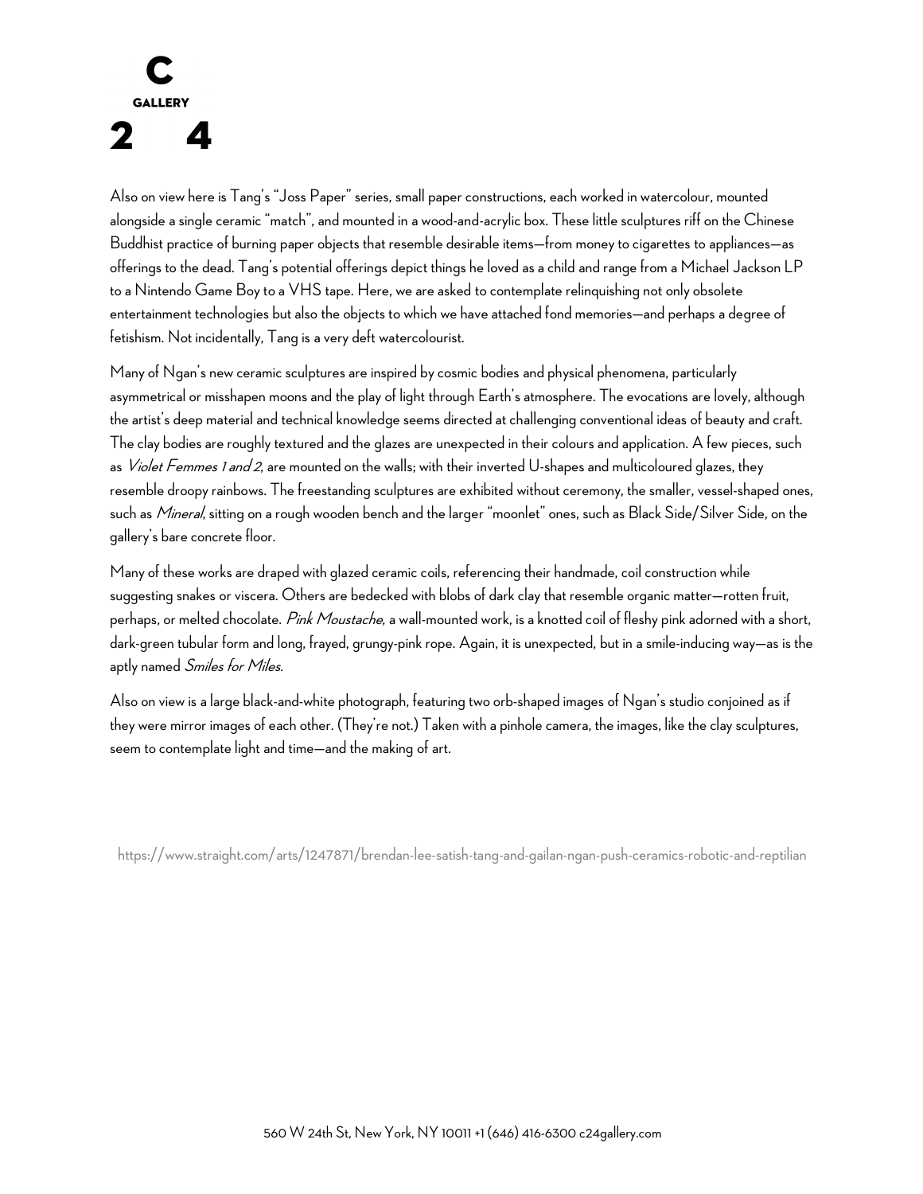Also on view here is Tang's "Joss Paper" series, small paper constructions, each worked in watercolour, mounted alongside a single ceramic "match", and mounted in a wood-and-acrylic box. These little sculptures riff on the Chinese Buddhist practice of burning paper objects that resemble desirable items—from money to cigarettes to appliances—as offerings to the dead. Tang's potential offerings depict things he loved as a child and range from a Michael Jackson LP to a Nintendo Game Boy to a VHS tape. Here, we are asked to contemplate relinquishing not only obsolete entertainment technologies but also the objects to which we have attached fond memories—and perhaps a degree of fetishism. Not incidentally, Tang is a very deft watercolourist.

Many of Ngan's new ceramic sculptures are inspired by cosmic bodies and physical phenomena, particularly asymmetrical or misshapen moons and the play of light through Earth's atmosphere. The evocations are lovely, although the artist's deep material and technical knowledge seems directed at challenging conventional ideas of beauty and craft. The clay bodies are roughly textured and the glazes are unexpected in their colours and application. A few pieces, such as *Violet Femmes 1 and 2*, are mounted on the walls; with their inverted U-shapes and multicoloured glazes, they resemble droopy rainbows. The freestanding sculptures are exhibited without ceremony, the smaller, vessel-shaped ones, such as *Mineral*, sitting on a rough wooden bench and the larger "moonlet" ones, such as Black Side/Silver Side, on the gallery's bare concrete floor.

Many of these works are draped with glazed ceramic coils, referencing their handmade, coil construction while suggesting snakes or viscera. Others are bedecked with blobs of dark clay that resemble organic matter—rotten fruit, perhaps, or melted chocolate. *Pink Moustache*, a wall-mounted work, is a knotted coil of fleshy pink adorned with a short, dark-green tubular form and long, frayed, grungy-pink rope. Again, it is unexpected, but in a smile-inducing way—as is the aptly named *Smiles for Miles*.

Also on view is a large black-and-white photograph, featuring two orb-shaped images of Ngan's studio conjoined as if they were mirror images of each other. (They're not.) Taken with a pinhole camera, the images, like the clay sculptures, seem to contemplate light and time—and the making of art.

https://www.straight.com/arts/1247871/brendan-lee-satish-tang-and-gailan-ngan-push-ceramics-robotic-and-reptilian